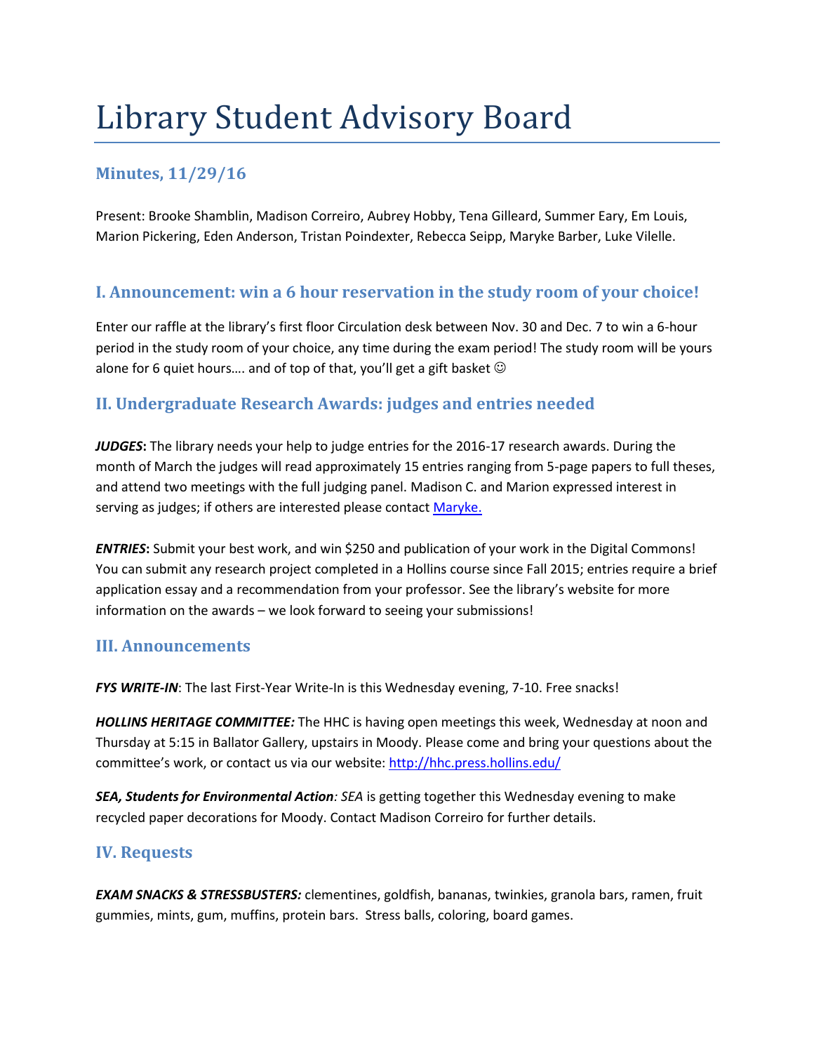# Library Student Advisory Board

## Minutes, 11/29/16

Present: Brooke Shamblin, Madison Correiro, Aubrey Hobby, Tena Gilleard, Summer Eary, Em Louis, Marion Pickering, Eden Anderson, Tristan Poindexter, Rebecca Seipp, Maryke Barber, Luke Vilelle.

## I. Announcement: win a 6 hour reservation in the study room of your choice!

Enter our raffle at the library's first floor Circulation desk between Nov. 30 and Dec. 7 to win a 6-hour period in the study room of your choice, any time during the exam period! The study room will be yours alone for 6 quiet hours…. and of top of that, you'll get a gift basket ☺

## II. Undergraduate Research Awards: judges and entries needed

***JUDGES*:** The library needs your help to judge entries for the 2016-17 research awards. During the month of March the judges will read approximately 15 entries ranging from 5-page papers to full theses, and attend two meetings with the full judging panel. Madison C. and Marion expressed interest in serving as judges; if others are interested please contact Maryke.

***ENTRIES*:** Submit your best work, and win $250 and publication of your work in the Digital Commons! You can submit any research project completed in a Hollins course since Fall 2015; entries require a brief application essay and a recommendation from your professor. See the library's website for more information on the awards – we look forward to seeing your submissions!

## III. Announcements

***FYS WRITE-IN***: The last First-Year Write-In is this Wednesday evening, 7-10. Free snacks!

***HOLLINS HERITAGE COMMITTEE:*** The HHC is having open meetings this week, Wednesday at noon and Thursday at 5:15 in Ballator Gallery, upstairs in Moody. Please come and bring your questions about the committee's work, or contact us via our website: http://hhc.press.hollins.edu/

***SEA, Students for Environmental Action****: SEA* is getting together this Wednesday evening to make recycled paper decorations for Moody. Contact Madison Correiro for further details.

## IV. Requests

***EXAM SNACKS & STRESSBUSTERS:*** clementines, goldfish, bananas, twinkies, granola bars, ramen, fruit gummies, mints, gum, muffins, protein bars. Stress balls, coloring, board games.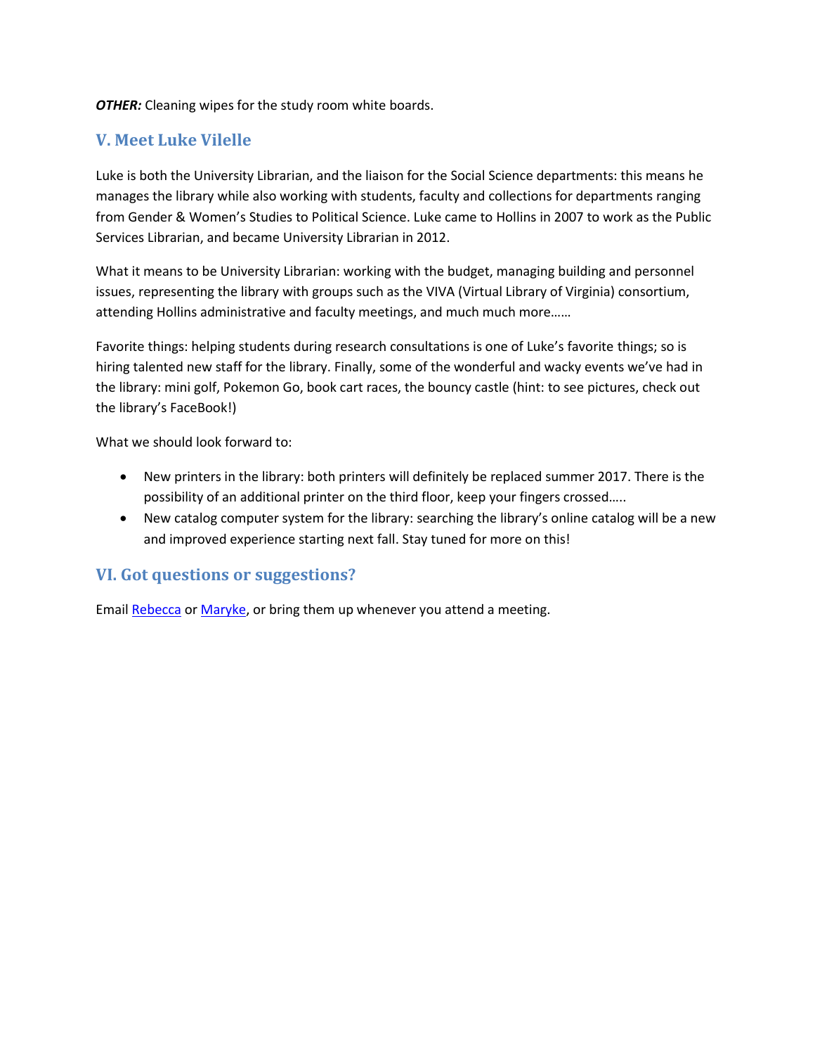***OTHER:*** Cleaning wipes for the study room white boards.

## V. Meet Luke Vilelle

Luke is both the University Librarian, and the liaison for the Social Science departments: this means he manages the library while also working with students, faculty and collections for departments ranging from Gender & Women's Studies to Political Science. Luke came to Hollins in 2007 to work as the Public Services Librarian, and became University Librarian in 2012.

What it means to be University Librarian: working with the budget, managing building and personnel issues, representing the library with groups such as the VIVA (Virtual Library of Virginia) consortium, attending Hollins administrative and faculty meetings, and much much more……

Favorite things: helping students during research consultations is one of Luke's favorite things; so is hiring talented new staff for the library. Finally, some of the wonderful and wacky events we've had in the library: mini golf, Pokemon Go, book cart races, the bouncy castle (hint: to see pictures, check out the library's FaceBook!)

What we should look forward to:

- New printers in the library: both printers will definitely be replaced summer 2017. There is the possibility of an additional printer on the third floor, keep your fingers crossed…..
- New catalog computer system for the library: searching the library's online catalog will be a new and improved experience starting next fall. Stay tuned for more on this!

## VI. Got questions or suggestions?

Email Rebecca or Maryke, or bring them up whenever you attend a meeting.